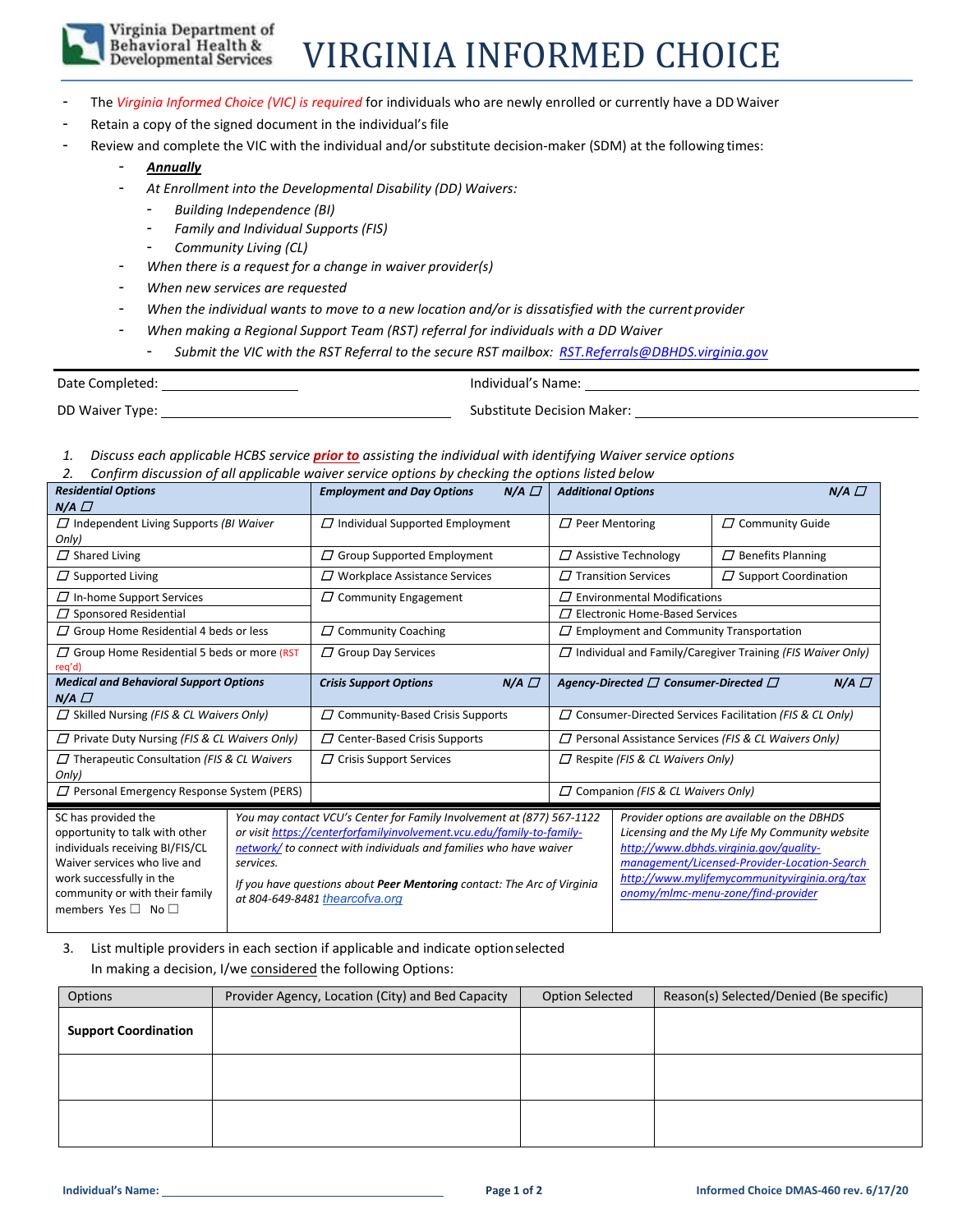Virginia Department of Behavioral Health & Developmental Services

# VIRGINIA INFORMED CHOICE

- The *Virginia Informed Choice (VIC) is required* for individuals who are newly enrolled or currently have a DD Waiver
- Retain a copy of the signed document in the individual's file
- Review and complete the VIC with the individual and/or substitute decision-maker (SDM) at the following times:
  - ***Annually***
  - *At Enrollment into the Developmental Disability (DD) Waivers:*
    - *Building Independence (BI)*
    - *Family and Individual Supports (FIS)*
    - *Community Living (CL)*
  - *When there is a request for a change in waiver provider(s)*
  - *When new services are requested*
  - *When the individual wants to move to a new location and/or is dissatisfied with the current provider*
  - *When making a Regional Support Team (RST) referral for individuals with a DD Waiver*
    - *Submit the VIC with the RST Referral to the secure RST mailbox: RST.Referrals@DBHDS.virginia.gov*

Date Completed: ____________________ Individual's Name: ____________________

DD Waiver Type: ____________________ Substitute Decision Maker: ____________________

1. *Discuss each applicable HCBS service **prior to** assisting the individual with identifying Waiver service options*
2. *Confirm discussion of all applicable waiver service options by checking the options listed below*

| ***Residential Options*** ***N/A*** ☐ | ***Employment and Day Options*** ***N/A*** ☐ | ***Additional Options*** ***N/A*** ☐ | |
|---|---|---|---|
| ☐ Independent Living Supports *(BI Waiver Only)* | ☐ Individual Supported Employment | ☐ Peer Mentoring | ☐ Community Guide |
| ☐ Shared Living | ☐ Group Supported Employment | ☐ Assistive Technology | ☐ Benefits Planning |
| ☐ Supported Living | ☐ Workplace Assistance Services | ☐ Transition Services | ☐ Support Coordination |
| ☐ In-home Support Services | ☐ Community Engagement | ☐ Environmental Modifications | |
| ☐ Sponsored Residential | | ☐ Electronic Home-Based Services | |
| ☐ Group Home Residential 4 beds or less | ☐ Community Coaching | ☐ Employment and Community Transportation | |
| ☐ Group Home Residential 5 beds or more (RST req'd) | ☐ Group Day Services | ☐ Individual and Family/Caregiver Training *(FIS Waiver Only)* | |
| ***Medical and Behavioral Support Options*** ***N/A*** ☐ | ***Crisis Support Options*** ***N/A*** ☐ | ***Agency-Directed*** ☐ ***Consumer-Directed*** ☐ ***N/A*** ☐ | |
| ☐ Skilled Nursing *(FIS & CL Waivers Only)* | ☐ Community-Based Crisis Supports | ☐ Consumer-Directed Services Facilitation *(FIS & CL Only)* | |
| ☐ Private Duty Nursing *(FIS & CL Waivers Only)* | ☐ Center-Based Crisis Supports | ☐ Personal Assistance Services *(FIS & CL Waivers Only)* | |
| ☐ Therapeutic Consultation *(FIS & CL Waivers Only)* | ☐ Crisis Support Services | ☐ Respite *(FIS & CL Waivers Only)* | |
| ☐ Personal Emergency Response System (PERS) | | ☐ Companion *(FIS & CL Waivers Only)* | |

| SC has provided the opportunity to talk with other individuals receiving BI/FIS/CL Waiver services who live and work successfully in the community or with their family members Yes ☐ No ☐ | *You may contact VCU's Center for Family Involvement at (877) 567-1122 or visit https://centerforfamilyinvolvement.vcu.edu/family-to-family-network/ to connect with individuals and families who have waiver services.* *If you have questions about **Peer Mentoring** contact: The Arc of Virginia at 804-649-8481* thearcofva.org | *Provider options are available on the DBHDS Licensing and the My Life My Community website http://www.dbhds.virginia.gov/quality-management/Licensed-Provider-Location-Search http://www.mylifemycommunityvirginia.org/taxonomy/mlmc-menu-zone/find-provider* |
|---|---|---|

3. List multiple providers in each section if applicable and indicate option selected

In making a decision, I/we considered the following Options:

| Options | Provider Agency, Location (City) and Bed Capacity | Option Selected | Reason(s) Selected/Denied (Be specific) |
|---|---|---|---|
| **Support Coordination** | | | |
| | | | |
| | | | |

**Individual's Name:** ____________________

**Informed Choice DMAS-460 rev. 6/17/20**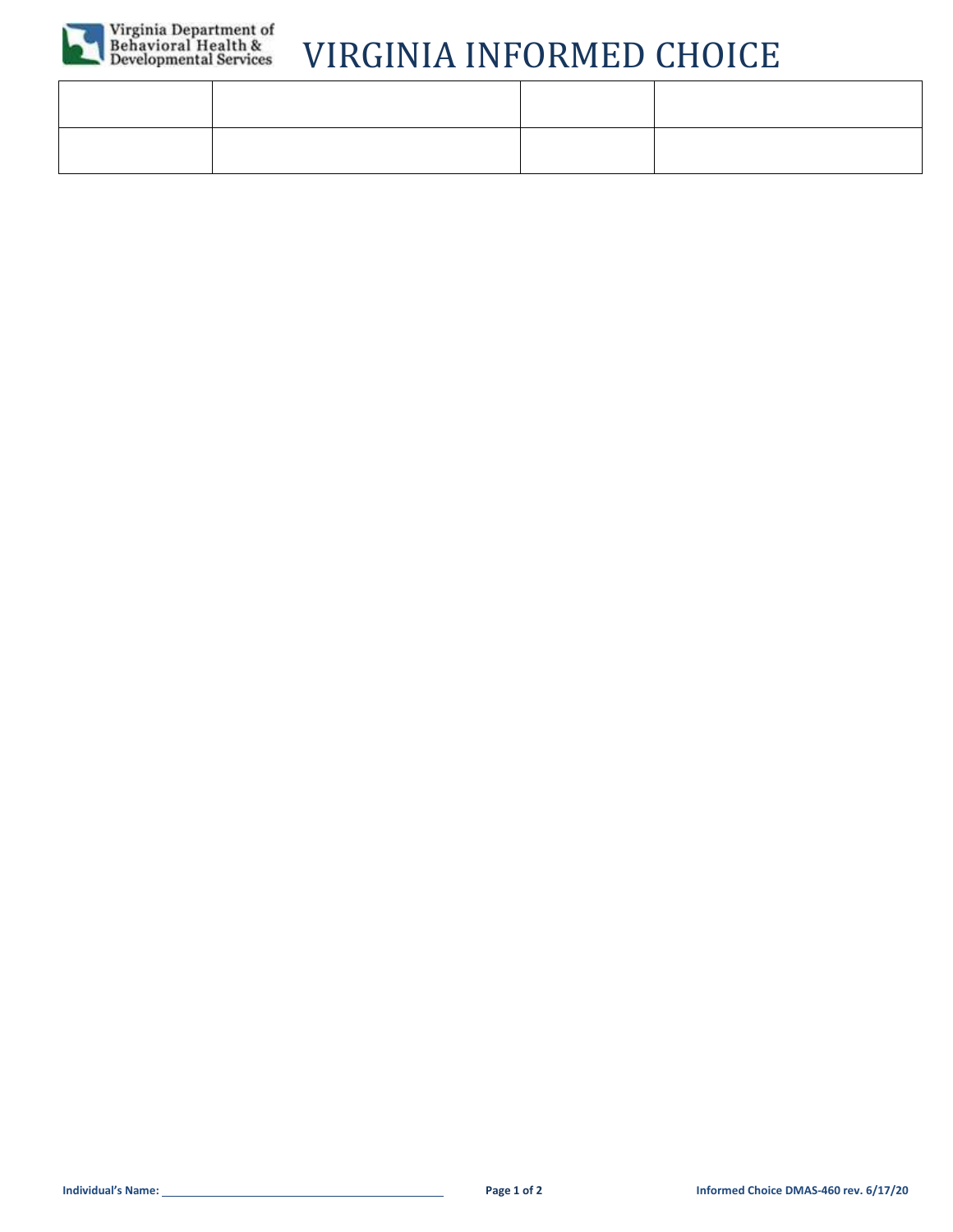# VIRGINIA INFORMED CHOICE

| | | | |
|---|---|---|---|
| | | | |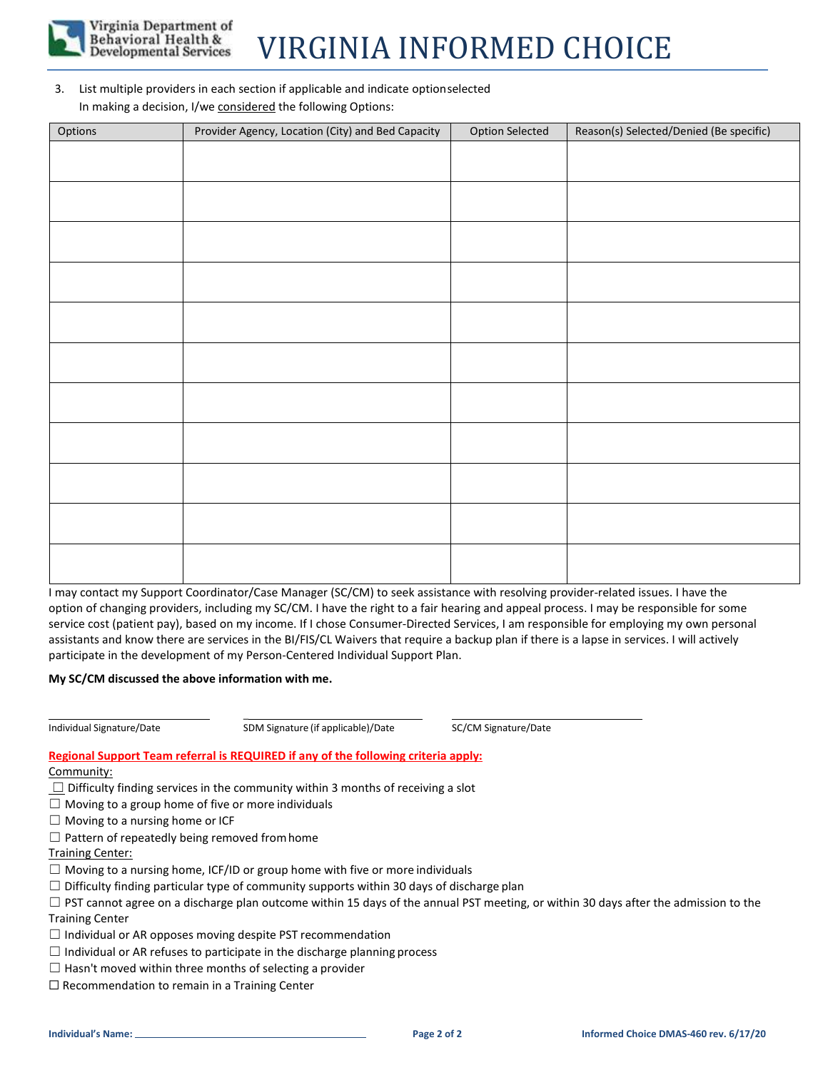# VIRGINIA INFORMED CHOICE

3. List multiple providers in each section if applicable and indicate option selected
   In making a decision, I/we considered the following Options:

| Options | Provider Agency, Location (City) and Bed Capacity | Option Selected | Reason(s) Selected/Denied (Be specific) |
|---|---|---|---|
| | | | |
| | | | |
| | | | |
| | | | |
| | | | |
| | | | |
| | | | |
| | | | |
| | | | |
| | | | |
| | | | |

I may contact my Support Coordinator/Case Manager (SC/CM) to seek assistance with resolving provider-related issues. I have the option of changing providers, including my SC/CM. I have the right to a fair hearing and appeal process. I may be responsible for some service cost (patient pay), based on my income. If I chose Consumer-Directed Services, I am responsible for employing my own personal assistants and know there are services in the BI/FIS/CL Waivers that require a backup plan if there is a lapse in services. I will actively participate in the development of my Person-Centered Individual Support Plan.

**My SC/CM discussed the above information with me.**

Individual Signature/Date ____________ SDM Signature (if applicable)/Date ____________ SC/CM Signature/Date ____________

**Regional Support Team referral is REQUIRED if any of the following criteria apply:**

Community:

☐ Difficulty finding services in the community within 3 months of receiving a slot
☐ Moving to a group home of five or more individuals
☐ Moving to a nursing home or ICF
☐ Pattern of repeatedly being removed from home

Training Center:

☐ Moving to a nursing home, ICF/ID or group home with five or more individuals
☐ Difficulty finding particular type of community supports within 30 days of discharge plan
☐ PST cannot agree on a discharge plan outcome within 15 days of the annual PST meeting, or within 30 days after the admission to the Training Center
☐ Individual or AR opposes moving despite PST recommendation
☐ Individual or AR refuses to participate in the discharge planning process
☐ Hasn't moved within three months of selecting a provider
☐ Recommendation to remain in a Training Center

**Individual's Name:** ____________